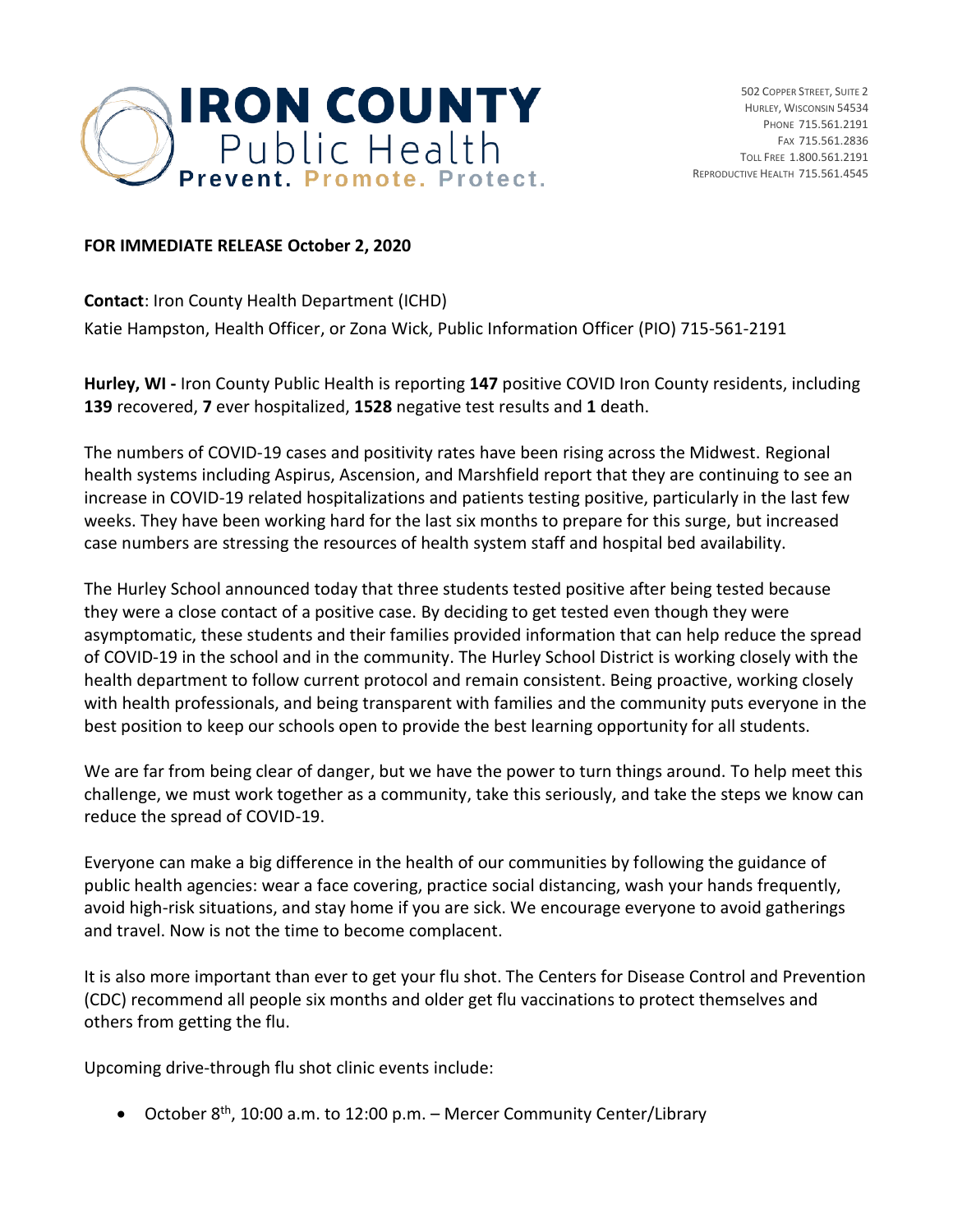**IRON COUNTY** Public Health
**Prevent. Promote. Protect.**

502 Copper Street, Suite 2
Hurley, Wisconsin 54534
Phone 715.561.2191
Fax 715.561.2836
Toll Free 1.800.561.2191
Reproductive Health 715.561.4545

**FOR IMMEDIATE RELEASE October 2, 2020**

**Contact**: Iron County Health Department (ICHD)
Katie Hampston, Health Officer, or Zona Wick, Public Information Officer (PIO) 715-561-2191

**Hurley, WI -** Iron County Public Health is reporting **147** positive COVID Iron County residents, including **139** recovered, **7** ever hospitalized, **1528** negative test results and **1** death.

The numbers of COVID-19 cases and positivity rates have been rising across the Midwest. Regional health systems including Aspirus, Ascension, and Marshfield report that they are continuing to see an increase in COVID-19 related hospitalizations and patients testing positive, particularly in the last few weeks. They have been working hard for the last six months to prepare for this surge, but increased case numbers are stressing the resources of health system staff and hospital bed availability.

The Hurley School announced today that three students tested positive after being tested because they were a close contact of a positive case. By deciding to get tested even though they were asymptomatic, these students and their families provided information that can help reduce the spread of COVID-19 in the school and in the community. The Hurley School District is working closely with the health department to follow current protocol and remain consistent. Being proactive, working closely with health professionals, and being transparent with families and the community puts everyone in the best position to keep our schools open to provide the best learning opportunity for all students.

We are far from being clear of danger, but we have the power to turn things around. To help meet this challenge, we must work together as a community, take this seriously, and take the steps we know can reduce the spread of COVID-19.

Everyone can make a big difference in the health of our communities by following the guidance of public health agencies: wear a face covering, practice social distancing, wash your hands frequently, avoid high-risk situations, and stay home if you are sick. We encourage everyone to avoid gatherings and travel. Now is not the time to become complacent.

It is also more important than ever to get your flu shot. The Centers for Disease Control and Prevention (CDC) recommend all people six months and older get flu vaccinations to protect themselves and others from getting the flu.

Upcoming drive-through flu shot clinic events include:

- October 8th, 10:00 a.m. to 12:00 p.m. – Mercer Community Center/Library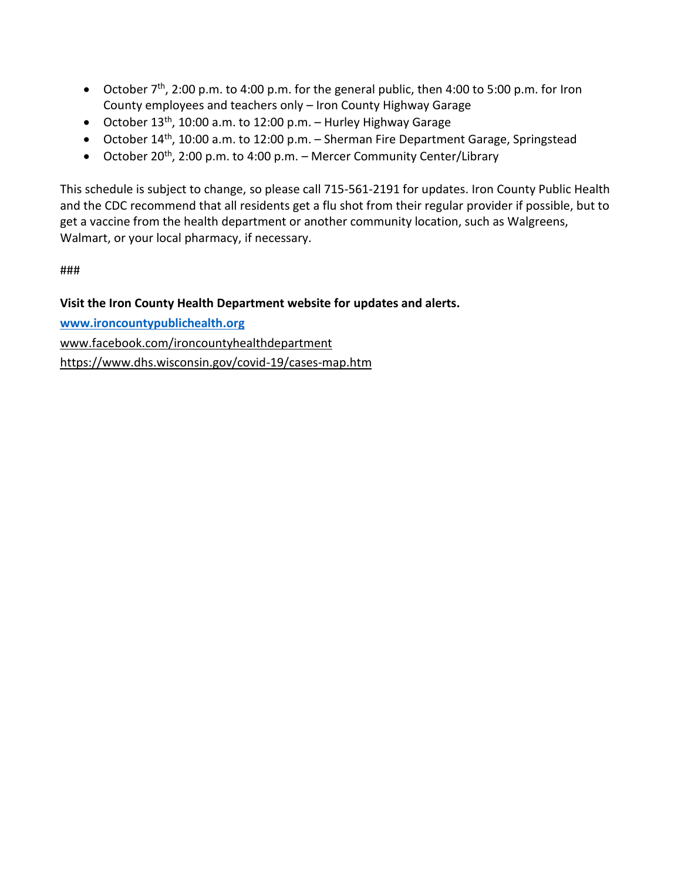- October 7th, 2:00 p.m. to 4:00 p.m. for the general public, then 4:00 to 5:00 p.m. for Iron County employees and teachers only – Iron County Highway Garage
- October 13th, 10:00 a.m. to 12:00 p.m. – Hurley Highway Garage
- October 14th, 10:00 a.m. to 12:00 p.m. – Sherman Fire Department Garage, Springstead
- October 20th, 2:00 p.m. to 4:00 p.m. – Mercer Community Center/Library

This schedule is subject to change, so please call 715-561-2191 for updates. Iron County Public Health and the CDC recommend that all residents get a flu shot from their regular provider if possible, but to get a vaccine from the health department or another community location, such as Walgreens, Walmart, or your local pharmacy, if necessary.

###

**Visit the Iron County Health Department website for updates and alerts.**

**www.ironcountypublichealth.org**

www.facebook.com/ironcountyhealthdepartment

https://www.dhs.wisconsin.gov/covid-19/cases-map.htm